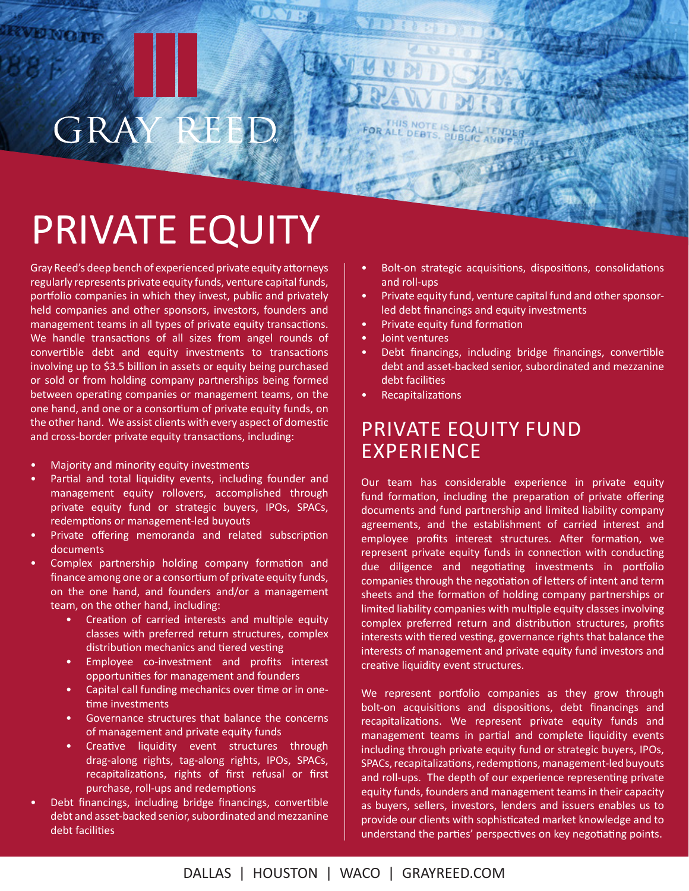GRAY REED

# PRIVATE EQUITY

Gray Reed's deep bench of experienced private equity attorneys regularly represents private equity funds, venture capital funds, portfolio companies in which they invest, public and privately held companies and other sponsors, investors, founders and management teams in all types of private equity transactions. We handle transactions of all sizes from angel rounds of convertible debt and equity investments to transactions involving up to $3.5 billion in assets or equity being purchased or sold or from holding company partnerships being formed between operating companies or management teams, on the one hand, and one or a consortium of private equity funds, on the other hand. We assist clients with every aspect of domestic and cross-border private equity transactions, including:

- Majority and minority equity investments
- Partial and total liquidity events, including founder and management equity rollovers, accomplished through private equity fund or strategic buyers, IPOs, SPACs, redemptions or management-led buyouts
- Private offering memoranda and related subscription documents
- Complex partnership holding company formation and finance among one or a consortium of private equity funds, on the one hand, and founders and/or a management team, on the other hand, including:
  - Creation of carried interests and multiple equity classes with preferred return structures, complex distribution mechanics and tiered vesting
  - Employee co-investment and profits interest opportunities for management and founders
  - Capital call funding mechanics over time or in one-time investments
  - Governance structures that balance the concerns of management and private equity funds
  - Creative liquidity event structures through drag-along rights, tag-along rights, IPOs, SPACs, recapitalizations, rights of first refusal or first purchase, roll-ups and redemptions
- Debt financings, including bridge financings, convertible debt and asset-backed senior, subordinated and mezzanine debt facilities
- Bolt-on strategic acquisitions, dispositions, consolidations and roll-ups
- Private equity fund, venture capital fund and other sponsor-led debt financings and equity investments
- Private equity fund formation
- Joint ventures
- Debt financings, including bridge financings, convertible debt and asset-backed senior, subordinated and mezzanine debt facilities
- Recapitalizations

## PRIVATE EQUITY FUND EXPERIENCE

Our team has considerable experience in private equity fund formation, including the preparation of private offering documents and fund partnership and limited liability company agreements, and the establishment of carried interest and employee profits interest structures. After formation, we represent private equity funds in connection with conducting due diligence and negotiating investments in portfolio companies through the negotiation of letters of intent and term sheets and the formation of holding company partnerships or limited liability companies with multiple equity classes involving complex preferred return and distribution structures, profits interests with tiered vesting, governance rights that balance the interests of management and private equity fund investors and creative liquidity event structures.

We represent portfolio companies as they grow through bolt-on acquisitions and dispositions, debt financings and recapitalizations. We represent private equity funds and management teams in partial and complete liquidity events including through private equity fund or strategic buyers, IPOs, SPACs, recapitalizations, redemptions, management-led buyouts and roll-ups. The depth of our experience representing private equity funds, founders and management teams in their capacity as buyers, sellers, investors, lenders and issuers enables us to provide our clients with sophisticated market knowledge and to understand the parties' perspectives on key negotiating points.

DALLAS | HOUSTON | WACO | GRAYREED.COM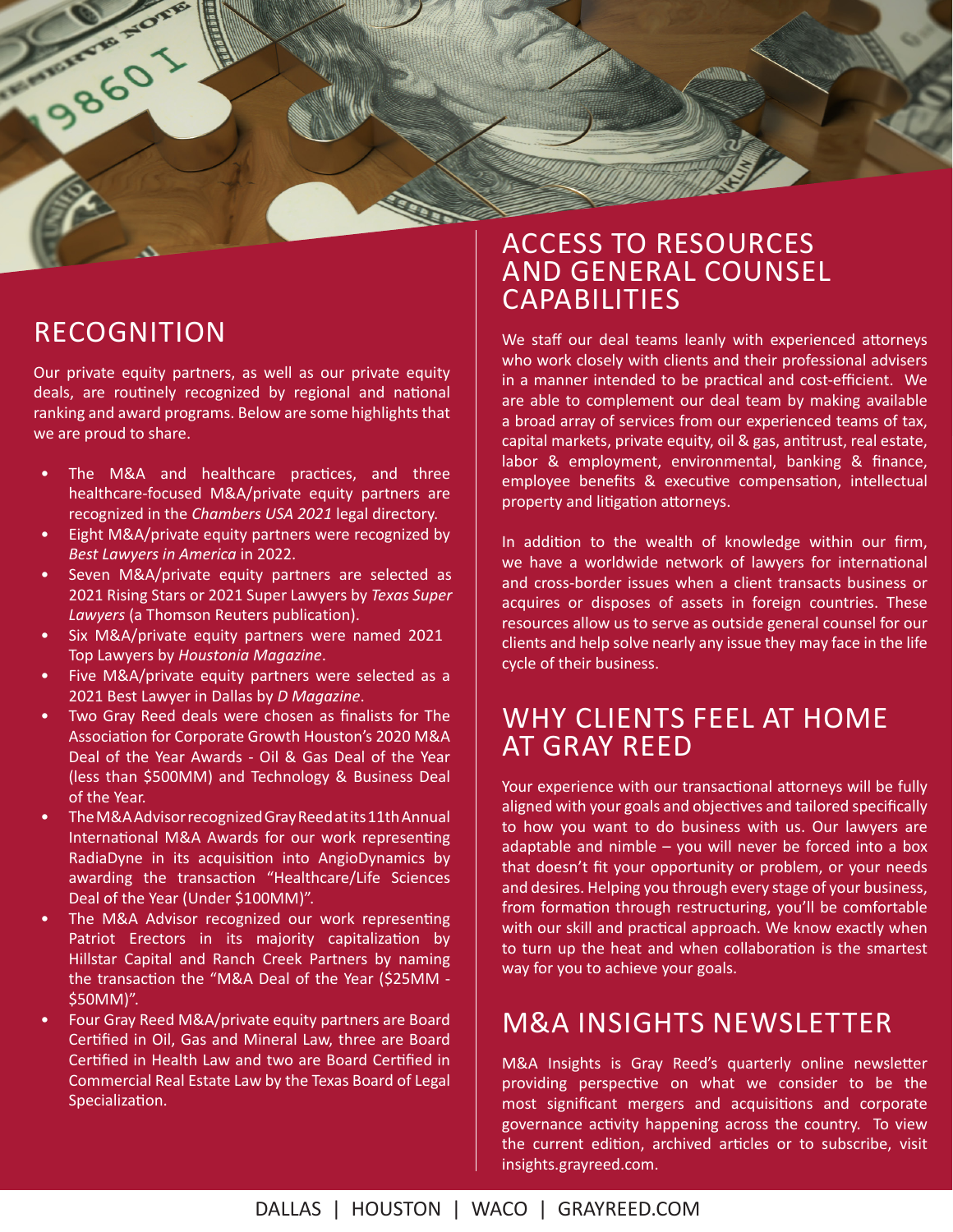## RECOGNITION

Our private equity partners, as well as our private equity deals, are routinely recognized by regional and national ranking and award programs. Below are some highlights that we are proud to share.

- The M&A and healthcare practices, and three healthcare-focused M&A/private equity partners are recognized in the *Chambers USA 2021* legal directory.
- Eight M&A/private equity partners were recognized by *Best Lawyers in America* in 2022.
- Seven M&A/private equity partners are selected as 2021 Rising Stars or 2021 Super Lawyers by *Texas Super Lawyers* (a Thomson Reuters publication).
- Six M&A/private equity partners were named 2021 Top Lawyers by *Houstonia Magazine*.
- Five M&A/private equity partners were selected as a 2021 Best Lawyer in Dallas by *D Magazine*.
- Two Gray Reed deals were chosen as finalists for The Association for Corporate Growth Houston's 2020 M&A Deal of the Year Awards - Oil & Gas Deal of the Year (less than $500MM) and Technology & Business Deal of the Year.
- The M&A Advisor recognized Gray Reed at its 11th Annual International M&A Awards for our work representing RadiaDyne in its acquisition into AngioDynamics by awarding the transaction "Healthcare/Life Sciences Deal of the Year (Under $100MM)".
- The M&A Advisor recognized our work representing Patriot Erectors in its majority capitalization by Hillstar Capital and Ranch Creek Partners by naming the transaction the "M&A Deal of the Year ($25MM - $50MM)".
- Four Gray Reed M&A/private equity partners are Board Certified in Oil, Gas and Mineral Law, three are Board Certified in Health Law and two are Board Certified in Commercial Real Estate Law by the Texas Board of Legal Specialization.

## ACCESS TO RESOURCES AND GENERAL COUNSEL CAPABILITIES

We staff our deal teams leanly with experienced attorneys who work closely with clients and their professional advisers in a manner intended to be practical and cost-efficient. We are able to complement our deal team by making available a broad array of services from our experienced teams of tax, capital markets, private equity, oil & gas, antitrust, real estate, labor & employment, environmental, banking & finance, employee benefits & executive compensation, intellectual property and litigation attorneys.

In addition to the wealth of knowledge within our firm, we have a worldwide network of lawyers for international and cross-border issues when a client transacts business or acquires or disposes of assets in foreign countries. These resources allow us to serve as outside general counsel for our clients and help solve nearly any issue they may face in the life cycle of their business.

## WHY CLIENTS FEEL AT HOME AT GRAY REED

Your experience with our transactional attorneys will be fully aligned with your goals and objectives and tailored specifically to how you want to do business with us. Our lawyers are adaptable and nimble – you will never be forced into a box that doesn't fit your opportunity or problem, or your needs and desires. Helping you through every stage of your business, from formation through restructuring, you'll be comfortable with our skill and practical approach. We know exactly when to turn up the heat and when collaboration is the smartest way for you to achieve your goals.

## M&A INSIGHTS NEWSLETTER

M&A Insights is Gray Reed's quarterly online newsletter providing perspective on what we consider to be the most significant mergers and acquisitions and corporate governance activity happening across the country. To view the current edition, archived articles or to subscribe, visit insights.grayreed.com.

DALLAS | HOUSTON | WACO | GRAYREED.COM